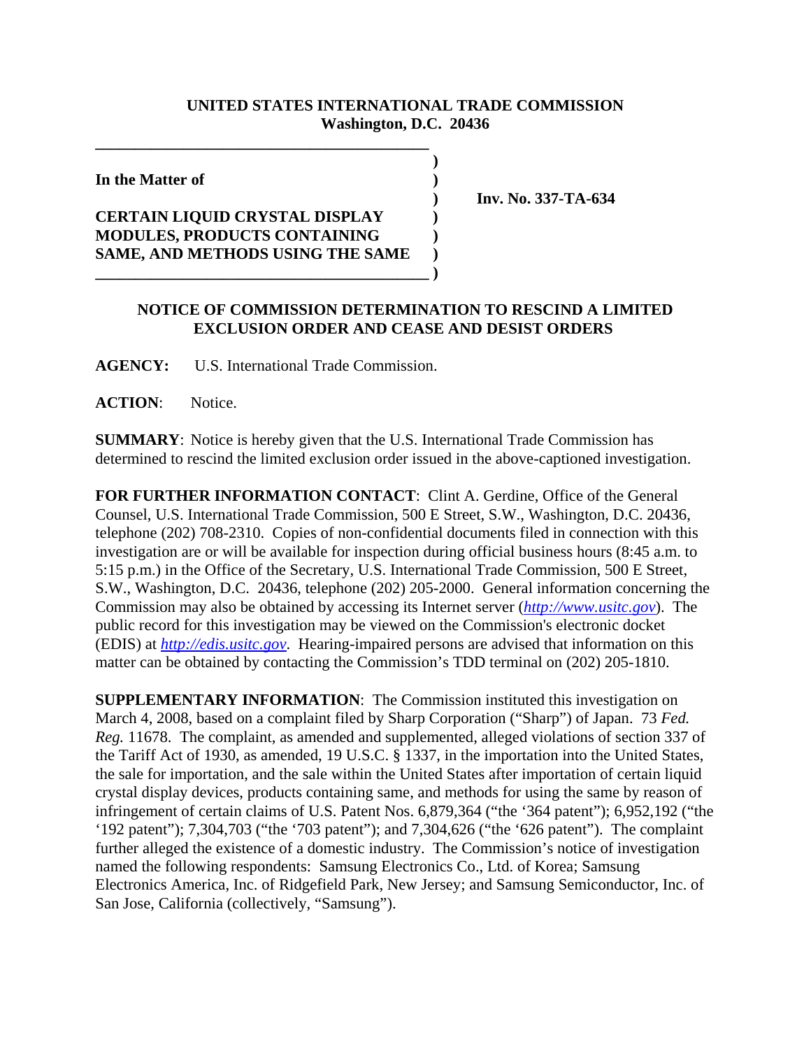**UNITED STATES INTERNATIONAL TRADE COMMISSION**
**Washington, D.C. 20436**

**In the Matter of**

**CERTAIN LIQUID CRYSTAL DISPLAY MODULES, PRODUCTS CONTAINING SAME, AND METHODS USING THE SAME**

**Inv. No. 337-TA-634**

**NOTICE OF COMMISSION DETERMINATION TO RESCIND A LIMITED EXCLUSION ORDER AND CEASE AND DESIST ORDERS**

**AGENCY:** U.S. International Trade Commission.

**ACTION**: Notice.

**SUMMARY**: Notice is hereby given that the U.S. International Trade Commission has determined to rescind the limited exclusion order issued in the above-captioned investigation.

**FOR FURTHER INFORMATION CONTACT**: Clint A. Gerdine, Office of the General Counsel, U.S. International Trade Commission, 500 E Street, S.W., Washington, D.C. 20436, telephone (202) 708-2310. Copies of non-confidential documents filed in connection with this investigation are or will be available for inspection during official business hours (8:45 a.m. to 5:15 p.m.) in the Office of the Secretary, U.S. International Trade Commission, 500 E Street, S.W., Washington, D.C. 20436, telephone (202) 205-2000. General information concerning the Commission may also be obtained by accessing its Internet server (*http://www.usitc.gov*). The public record for this investigation may be viewed on the Commission's electronic docket (EDIS) at *http://edis.usitc.gov*. Hearing-impaired persons are advised that information on this matter can be obtained by contacting the Commission's TDD terminal on (202) 205-1810.

**SUPPLEMENTARY INFORMATION**: The Commission instituted this investigation on March 4, 2008, based on a complaint filed by Sharp Corporation ("Sharp") of Japan. 73 *Fed. Reg.* 11678. The complaint, as amended and supplemented, alleged violations of section 337 of the Tariff Act of 1930, as amended, 19 U.S.C. § 1337, in the importation into the United States, the sale for importation, and the sale within the United States after importation of certain liquid crystal display devices, products containing same, and methods for using the same by reason of infringement of certain claims of U.S. Patent Nos. 6,879,364 ("the '364 patent"); 6,952,192 ("the '192 patent"); 7,304,703 ("the '703 patent"); and 7,304,626 ("the '626 patent"). The complaint further alleged the existence of a domestic industry. The Commission's notice of investigation named the following respondents: Samsung Electronics Co., Ltd. of Korea; Samsung Electronics America, Inc. of Ridgefield Park, New Jersey; and Samsung Semiconductor, Inc. of San Jose, California (collectively, "Samsung").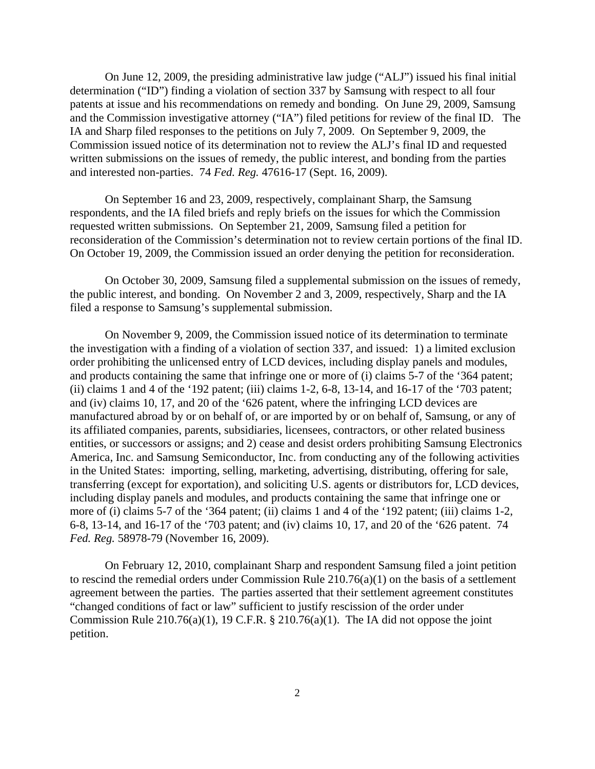On June 12, 2009, the presiding administrative law judge ("ALJ") issued his final initial determination ("ID") finding a violation of section 337 by Samsung with respect to all four patents at issue and his recommendations on remedy and bonding. On June 29, 2009, Samsung and the Commission investigative attorney ("IA") filed petitions for review of the final ID. The IA and Sharp filed responses to the petitions on July 7, 2009. On September 9, 2009, the Commission issued notice of its determination not to review the ALJ's final ID and requested written submissions on the issues of remedy, the public interest, and bonding from the parties and interested non-parties. 74 *Fed. Reg.* 47616-17 (Sept. 16, 2009).

On September 16 and 23, 2009, respectively, complainant Sharp, the Samsung respondents, and the IA filed briefs and reply briefs on the issues for which the Commission requested written submissions. On September 21, 2009, Samsung filed a petition for reconsideration of the Commission's determination not to review certain portions of the final ID. On October 19, 2009, the Commission issued an order denying the petition for reconsideration.

On October 30, 2009, Samsung filed a supplemental submission on the issues of remedy, the public interest, and bonding. On November 2 and 3, 2009, respectively, Sharp and the IA filed a response to Samsung's supplemental submission.

On November 9, 2009, the Commission issued notice of its determination to terminate the investigation with a finding of a violation of section 337, and issued: 1) a limited exclusion order prohibiting the unlicensed entry of LCD devices, including display panels and modules, and products containing the same that infringe one or more of (i) claims 5-7 of the '364 patent; (ii) claims 1 and 4 of the '192 patent; (iii) claims 1-2, 6-8, 13-14, and 16-17 of the '703 patent; and (iv) claims 10, 17, and 20 of the '626 patent, where the infringing LCD devices are manufactured abroad by or on behalf of, or are imported by or on behalf of, Samsung, or any of its affiliated companies, parents, subsidiaries, licensees, contractors, or other related business entities, or successors or assigns; and 2) cease and desist orders prohibiting Samsung Electronics America, Inc. and Samsung Semiconductor, Inc. from conducting any of the following activities in the United States: importing, selling, marketing, advertising, distributing, offering for sale, transferring (except for exportation), and soliciting U.S. agents or distributors for, LCD devices, including display panels and modules, and products containing the same that infringe one or more of (i) claims 5-7 of the '364 patent; (ii) claims 1 and 4 of the '192 patent; (iii) claims 1-2, 6-8, 13-14, and 16-17 of the '703 patent; and (iv) claims 10, 17, and 20 of the '626 patent. 74 *Fed. Reg.* 58978-79 (November 16, 2009).

On February 12, 2010, complainant Sharp and respondent Samsung filed a joint petition to rescind the remedial orders under Commission Rule 210.76(a)(1) on the basis of a settlement agreement between the parties. The parties asserted that their settlement agreement constitutes "changed conditions of fact or law" sufficient to justify rescission of the order under Commission Rule 210.76(a)(1), 19 C.F.R. § 210.76(a)(1). The IA did not oppose the joint petition.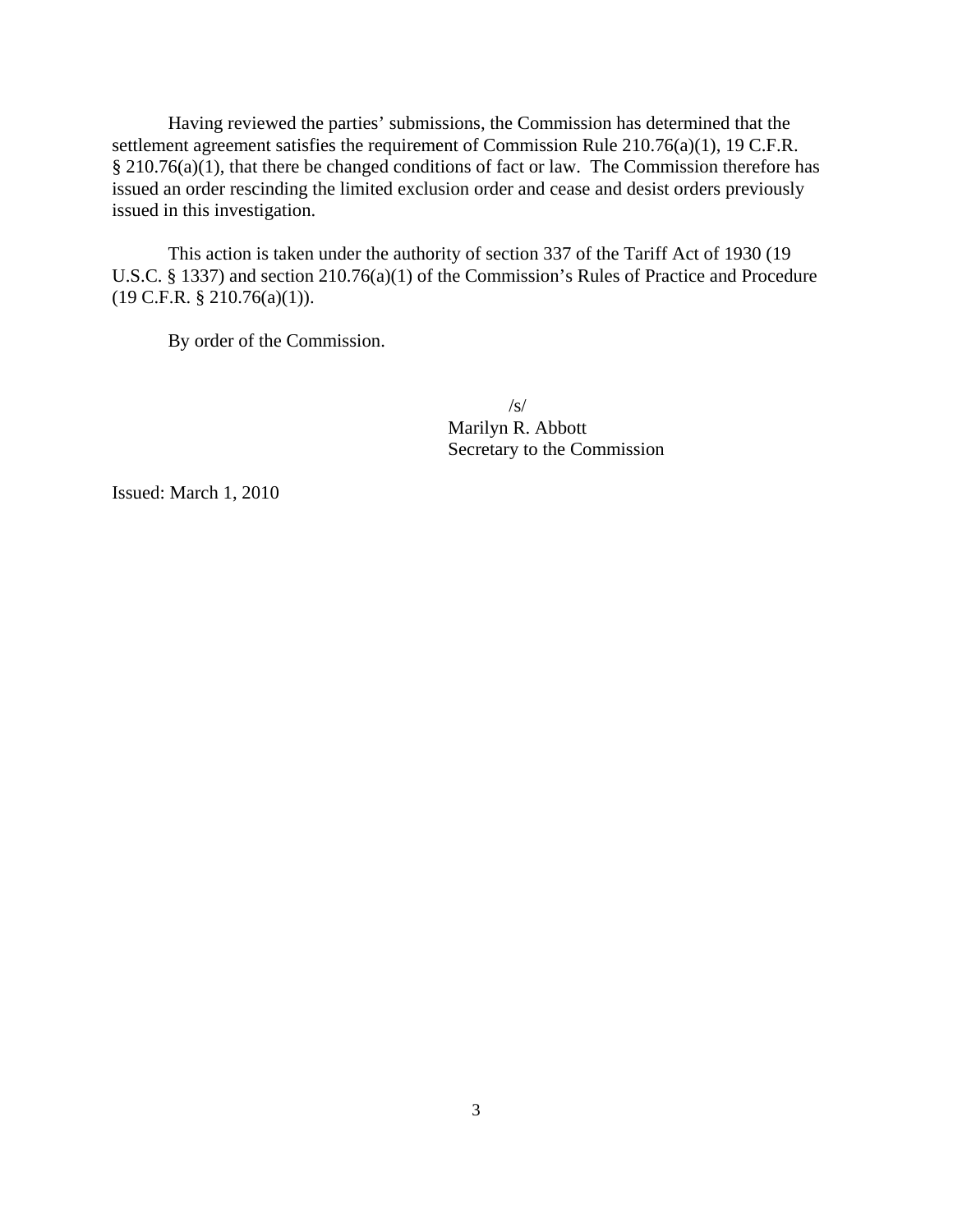Having reviewed the parties' submissions, the Commission has determined that the settlement agreement satisfies the requirement of Commission Rule 210.76(a)(1), 19 C.F.R. § 210.76(a)(1), that there be changed conditions of fact or law. The Commission therefore has issued an order rescinding the limited exclusion order and cease and desist orders previously issued in this investigation.

This action is taken under the authority of section 337 of the Tariff Act of 1930 (19 U.S.C. § 1337) and section 210.76(a)(1) of the Commission's Rules of Practice and Procedure (19 C.F.R. § 210.76(a)(1)).

By order of the Commission.

/s/
Marilyn R. Abbott
Secretary to the Commission

Issued: March 1, 2010